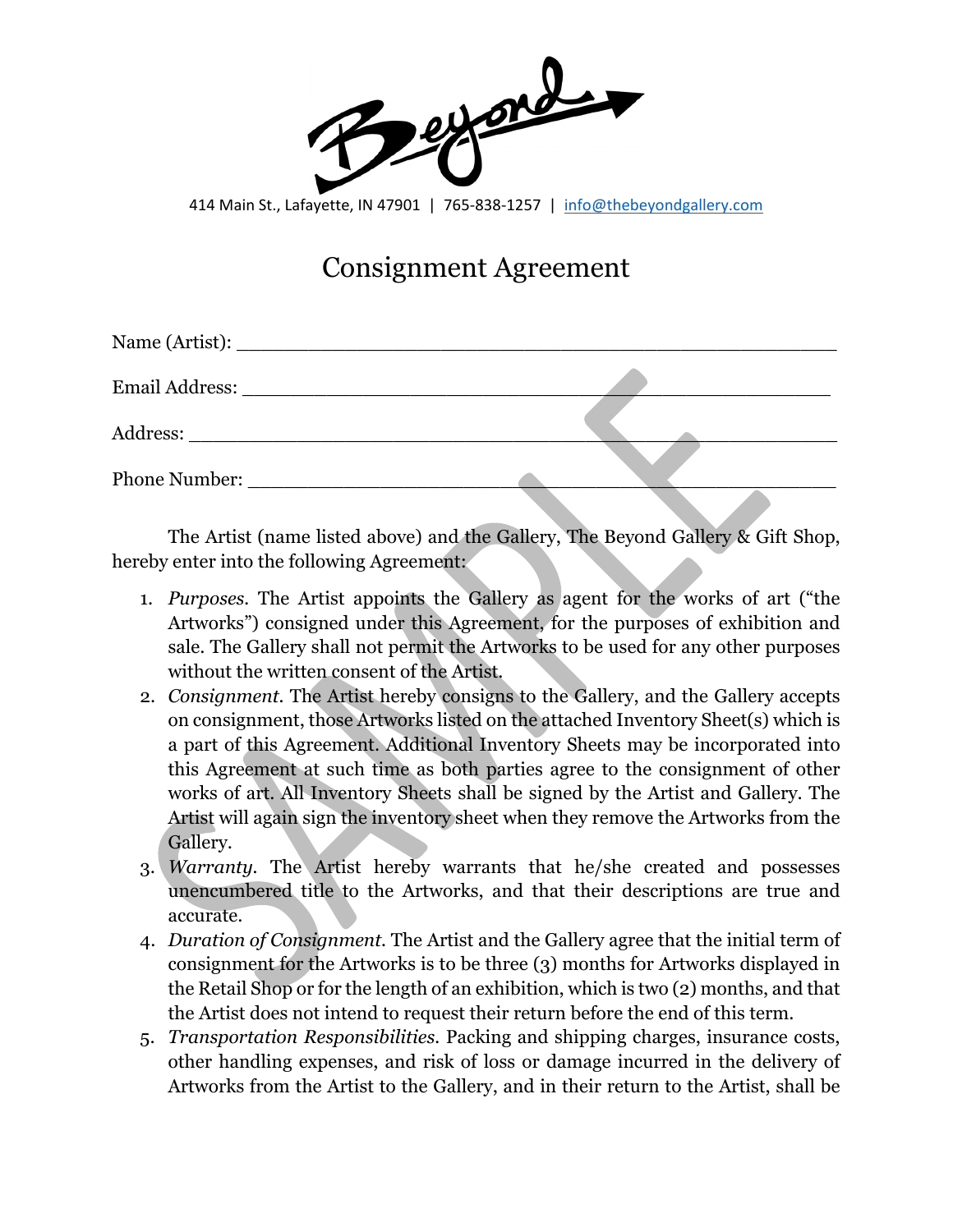Beyond

414 Main St., Lafayette, IN 47901 | 765-838-1257 | info@thebeyondgallery.com

# Consignment Agreement

Name (Artist): ______________________________________________

Email Address: ______________________________________________

Address: ___________________________________________________

Phone Number: ______________________________________________

The Artist (name listed above) and the Gallery, The Beyond Gallery & Gift Shop, hereby enter into the following Agreement:

1. *Purposes*. The Artist appoints the Gallery as agent for the works of art ("the Artworks") consigned under this Agreement, for the purposes of exhibition and sale. The Gallery shall not permit the Artworks to be used for any other purposes without the written consent of the Artist.
2. *Consignment*. The Artist hereby consigns to the Gallery, and the Gallery accepts on consignment, those Artworks listed on the attached Inventory Sheet(s) which is a part of this Agreement. Additional Inventory Sheets may be incorporated into this Agreement at such time as both parties agree to the consignment of other works of art. All Inventory Sheets shall be signed by the Artist and Gallery. The Artist will again sign the inventory sheet when they remove the Artworks from the Gallery.
3. *Warranty*. The Artist hereby warrants that he/she created and possesses unencumbered title to the Artworks, and that their descriptions are true and accurate.
4. *Duration of Consignment*. The Artist and the Gallery agree that the initial term of consignment for the Artworks is to be three (3) months for Artworks displayed in the Retail Shop or for the length of an exhibition, which is two (2) months, and that the Artist does not intend to request their return before the end of this term.
5. *Transportation Responsibilities*. Packing and shipping charges, insurance costs, other handling expenses, and risk of loss or damage incurred in the delivery of Artworks from the Artist to the Gallery, and in their return to the Artist, shall be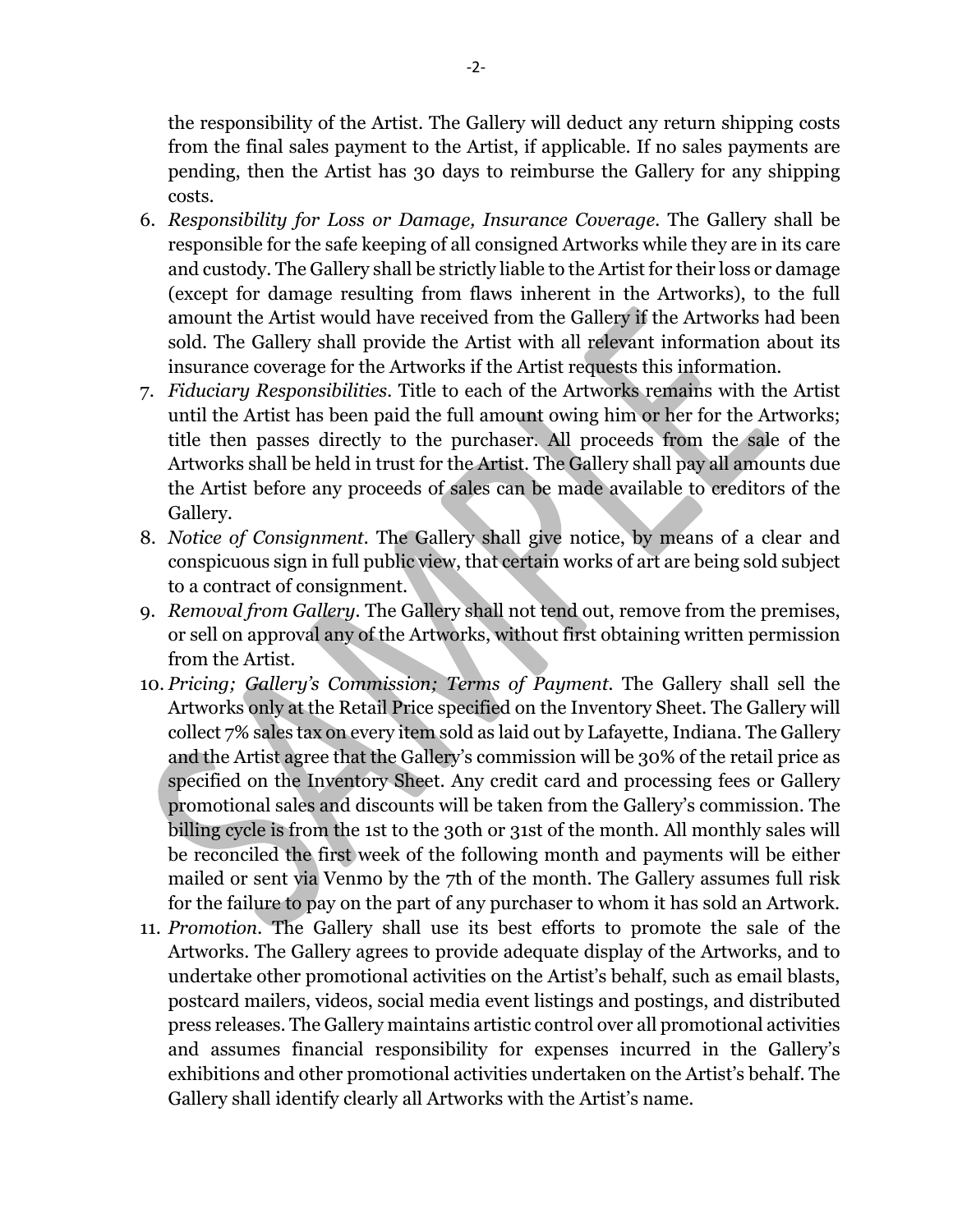the responsibility of the Artist. The Gallery will deduct any return shipping costs from the final sales payment to the Artist, if applicable. If no sales payments are pending, then the Artist has 30 days to reimburse the Gallery for any shipping costs.

6. *Responsibility for Loss or Damage, Insurance Coverage*. The Gallery shall be responsible for the safe keeping of all consigned Artworks while they are in its care and custody. The Gallery shall be strictly liable to the Artist for their loss or damage (except for damage resulting from flaws inherent in the Artworks), to the full amount the Artist would have received from the Gallery if the Artworks had been sold. The Gallery shall provide the Artist with all relevant information about its insurance coverage for the Artworks if the Artist requests this information.
7. *Fiduciary Responsibilities*. Title to each of the Artworks remains with the Artist until the Artist has been paid the full amount owing him or her for the Artworks; title then passes directly to the purchaser. All proceeds from the sale of the Artworks shall be held in trust for the Artist. The Gallery shall pay all amounts due the Artist before any proceeds of sales can be made available to creditors of the Gallery.
8. *Notice of Consignment*. The Gallery shall give notice, by means of a clear and conspicuous sign in full public view, that certain works of art are being sold subject to a contract of consignment.
9. *Removal from Gallery*. The Gallery shall not tend out, remove from the premises, or sell on approval any of the Artworks, without first obtaining written permission from the Artist.
10. *Pricing; Gallery's Commission; Terms of Payment*. The Gallery shall sell the Artworks only at the Retail Price specified on the Inventory Sheet. The Gallery will collect 7% sales tax on every item sold as laid out by Lafayette, Indiana. The Gallery and the Artist agree that the Gallery's commission will be 30% of the retail price as specified on the Inventory Sheet. Any credit card and processing fees or Gallery promotional sales and discounts will be taken from the Gallery's commission. The billing cycle is from the 1st to the 30th or 31st of the month. All monthly sales will be reconciled the first week of the following month and payments will be either mailed or sent via Venmo by the 7th of the month. The Gallery assumes full risk for the failure to pay on the part of any purchaser to whom it has sold an Artwork.
11. *Promotion*. The Gallery shall use its best efforts to promote the sale of the Artworks. The Gallery agrees to provide adequate display of the Artworks, and to undertake other promotional activities on the Artist's behalf, such as email blasts, postcard mailers, videos, social media event listings and postings, and distributed press releases. The Gallery maintains artistic control over all promotional activities and assumes financial responsibility for expenses incurred in the Gallery's exhibitions and other promotional activities undertaken on the Artist's behalf. The Gallery shall identify clearly all Artworks with the Artist's name.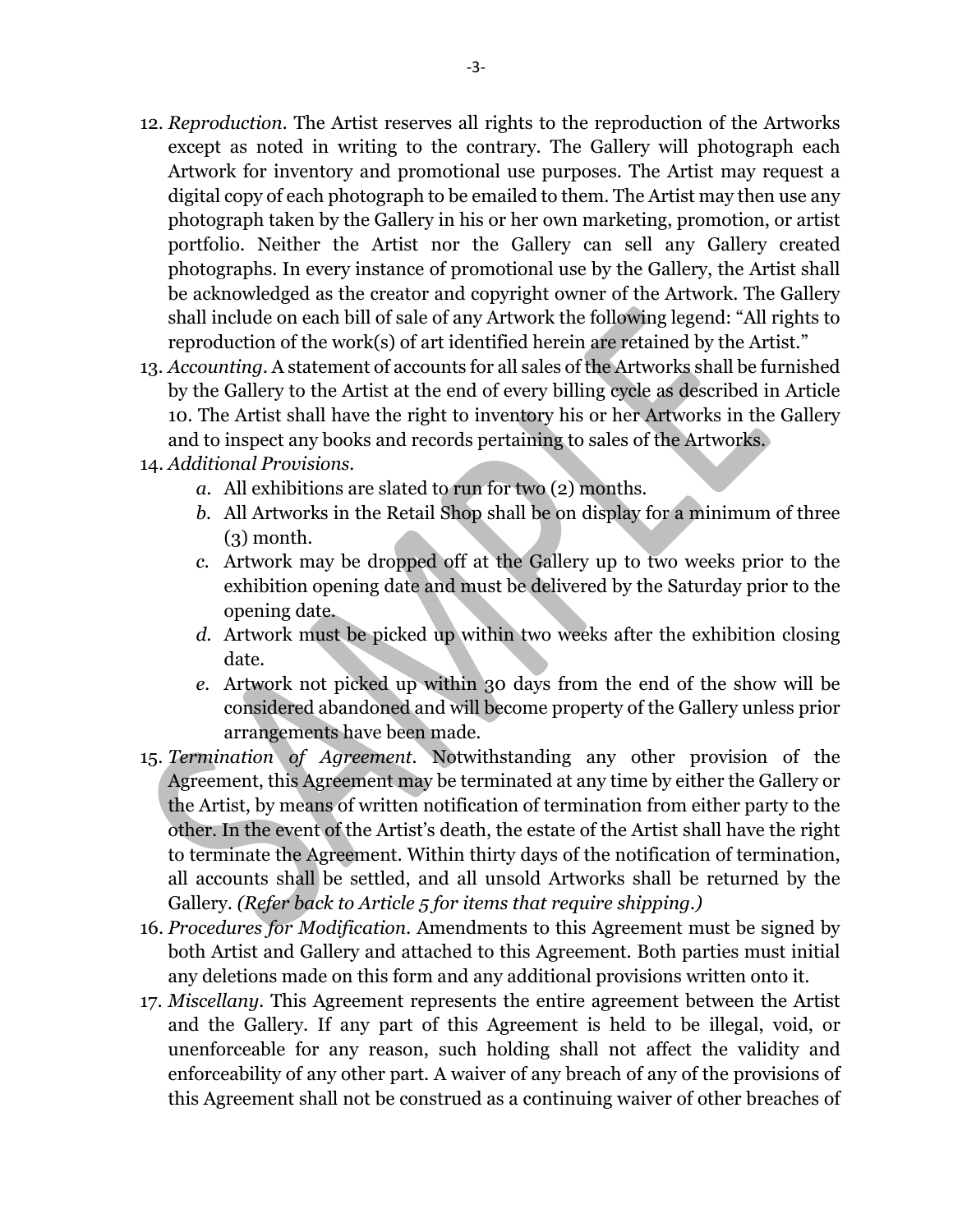12. *Reproduction*. The Artist reserves all rights to the reproduction of the Artworks except as noted in writing to the contrary. The Gallery will photograph each Artwork for inventory and promotional use purposes. The Artist may request a digital copy of each photograph to be emailed to them. The Artist may then use any photograph taken by the Gallery in his or her own marketing, promotion, or artist portfolio. Neither the Artist nor the Gallery can sell any Gallery created photographs. In every instance of promotional use by the Gallery, the Artist shall be acknowledged as the creator and copyright owner of the Artwork. The Gallery shall include on each bill of sale of any Artwork the following legend: "All rights to reproduction of the work(s) of art identified herein are retained by the Artist."
13. *Accounting*. A statement of accounts for all sales of the Artworks shall be furnished by the Gallery to the Artist at the end of every billing cycle as described in Article 10. The Artist shall have the right to inventory his or her Artworks in the Gallery and to inspect any books and records pertaining to sales of the Artworks.
14. *Additional Provisions*.
    - *a.* All exhibitions are slated to run for two (2) months.
    - *b.* All Artworks in the Retail Shop shall be on display for a minimum of three (3) month.
    - *c.* Artwork may be dropped off at the Gallery up to two weeks prior to the exhibition opening date and must be delivered by the Saturday prior to the opening date.
    - *d.* Artwork must be picked up within two weeks after the exhibition closing date.
    - *e.* Artwork not picked up within 30 days from the end of the show will be considered abandoned and will become property of the Gallery unless prior arrangements have been made.
15. *Termination of Agreement*. Notwithstanding any other provision of the Agreement, this Agreement may be terminated at any time by either the Gallery or the Artist, by means of written notification of termination from either party to the other. In the event of the Artist's death, the estate of the Artist shall have the right to terminate the Agreement. Within thirty days of the notification of termination, all accounts shall be settled, and all unsold Artworks shall be returned by the Gallery. *(Refer back to Article 5 for items that require shipping.)*
16. *Procedures for Modification*. Amendments to this Agreement must be signed by both Artist and Gallery and attached to this Agreement. Both parties must initial any deletions made on this form and any additional provisions written onto it.
17. *Miscellany*. This Agreement represents the entire agreement between the Artist and the Gallery. If any part of this Agreement is held to be illegal, void, or unenforceable for any reason, such holding shall not affect the validity and enforceability of any other part. A waiver of any breach of any of the provisions of this Agreement shall not be construed as a continuing waiver of other breaches of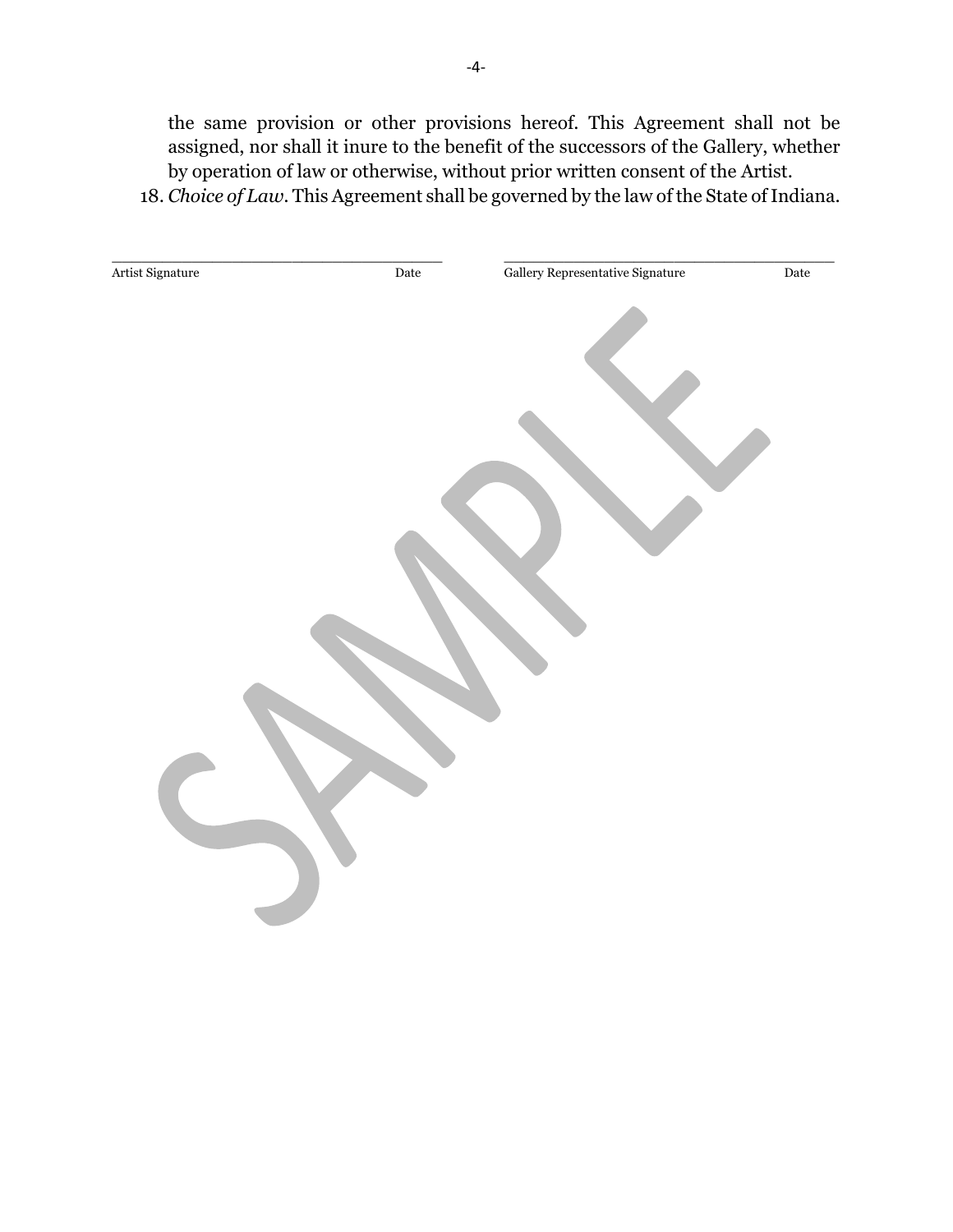the same provision or other provisions hereof. This Agreement shall not be assigned, nor shall it inure to the benefit of the successors of the Gallery, whether by operation of law or otherwise, without prior written consent of the Artist.

18. *Choice of Law*. This Agreement shall be governed by the law of the State of Indiana.

_________________________________________ 
Artist Signature Date

_________________________________________ 
Gallery Representative Signature Date

SAMPLE